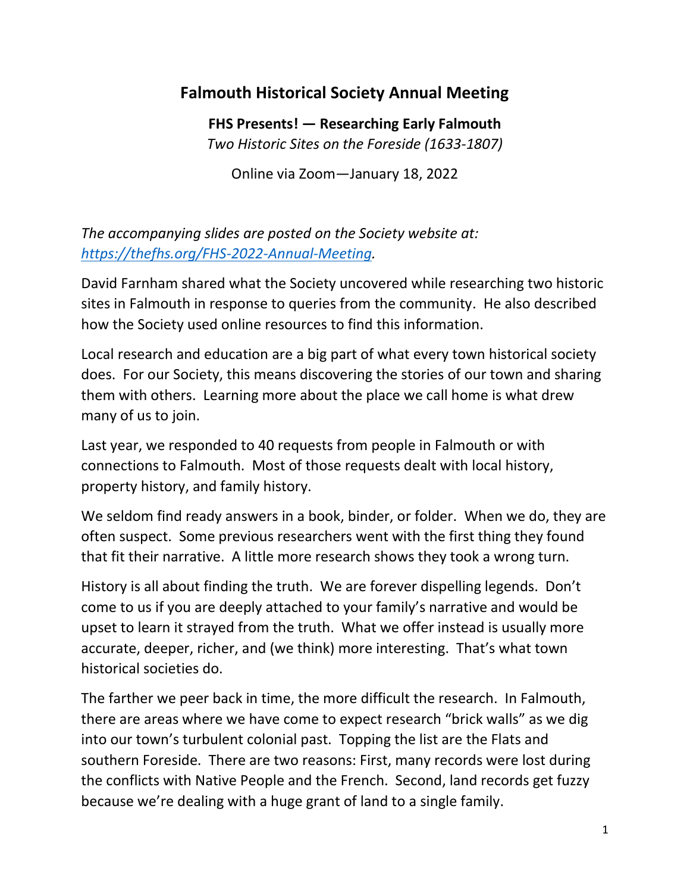# Falmouth Historical Society Annual Meeting

**FHS Presents! — Researching Early Falmouth**

*Two Historic Sites on the Foreside (1633-1807)*

Online via Zoom—January 18, 2022

*The accompanying slides are posted on the Society website at: [https://thefhs.org/FHS-2022-Annual-Meeting](https://thefhs.org/FHS-2022-Annual-Meeting).*

David Farnham shared what the Society uncovered while researching two historic sites in Falmouth in response to queries from the community. He also described how the Society used online resources to find this information.

Local research and education are a big part of what every town historical society does. For our Society, this means discovering the stories of our town and sharing them with others. Learning more about the place we call home is what drew many of us to join.

Last year, we responded to 40 requests from people in Falmouth or with connections to Falmouth. Most of those requests dealt with local history, property history, and family history.

We seldom find ready answers in a book, binder, or folder. When we do, they are often suspect. Some previous researchers went with the first thing they found that fit their narrative. A little more research shows they took a wrong turn.

History is all about finding the truth. We are forever dispelling legends. Don't come to us if you are deeply attached to your family's narrative and would be upset to learn it strayed from the truth. What we offer instead is usually more accurate, deeper, richer, and (we think) more interesting. That's what town historical societies do.

The farther we peer back in time, the more difficult the research. In Falmouth, there are areas where we have come to expect research "brick walls" as we dig into our town's turbulent colonial past. Topping the list are the Flats and southern Foreside. There are two reasons: First, many records were lost during the conflicts with Native People and the French. Second, land records get fuzzy because we're dealing with a huge grant of land to a single family.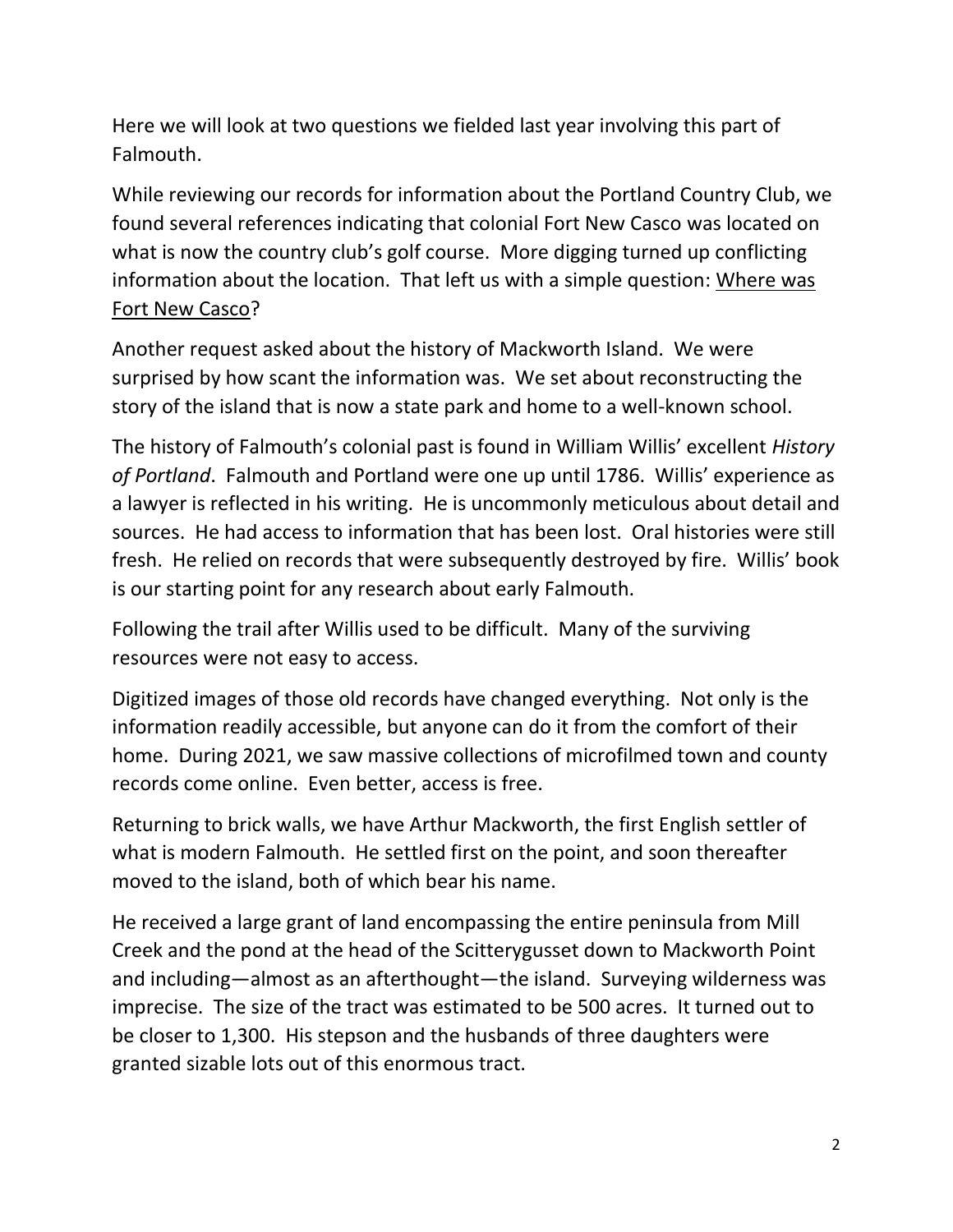Here we will look at two questions we fielded last year involving this part of Falmouth.

While reviewing our records for information about the Portland Country Club, we found several references indicating that colonial Fort New Casco was located on what is now the country club's golf course. More digging turned up conflicting information about the location. That left us with a simple question: <u>Where was Fort New Casco</u>?

Another request asked about the history of Mackworth Island. We were surprised by how scant the information was. We set about reconstructing the story of the island that is now a state park and home to a well-known school.

The history of Falmouth's colonial past is found in William Willis' excellent *History of Portland*. Falmouth and Portland were one up until 1786. Willis' experience as a lawyer is reflected in his writing. He is uncommonly meticulous about detail and sources. He had access to information that has been lost. Oral histories were still fresh. He relied on records that were subsequently destroyed by fire. Willis' book is our starting point for any research about early Falmouth.

Following the trail after Willis used to be difficult. Many of the surviving resources were not easy to access.

Digitized images of those old records have changed everything. Not only is the information readily accessible, but anyone can do it from the comfort of their home. During 2021, we saw massive collections of microfilmed town and county records come online. Even better, access is free.

Returning to brick walls, we have Arthur Mackworth, the first English settler of what is modern Falmouth. He settled first on the point, and soon thereafter moved to the island, both of which bear his name.

He received a large grant of land encompassing the entire peninsula from Mill Creek and the pond at the head of the Scitterygusset down to Mackworth Point and including—almost as an afterthought—the island. Surveying wilderness was imprecise. The size of the tract was estimated to be 500 acres. It turned out to be closer to 1,300. His stepson and the husbands of three daughters were granted sizable lots out of this enormous tract.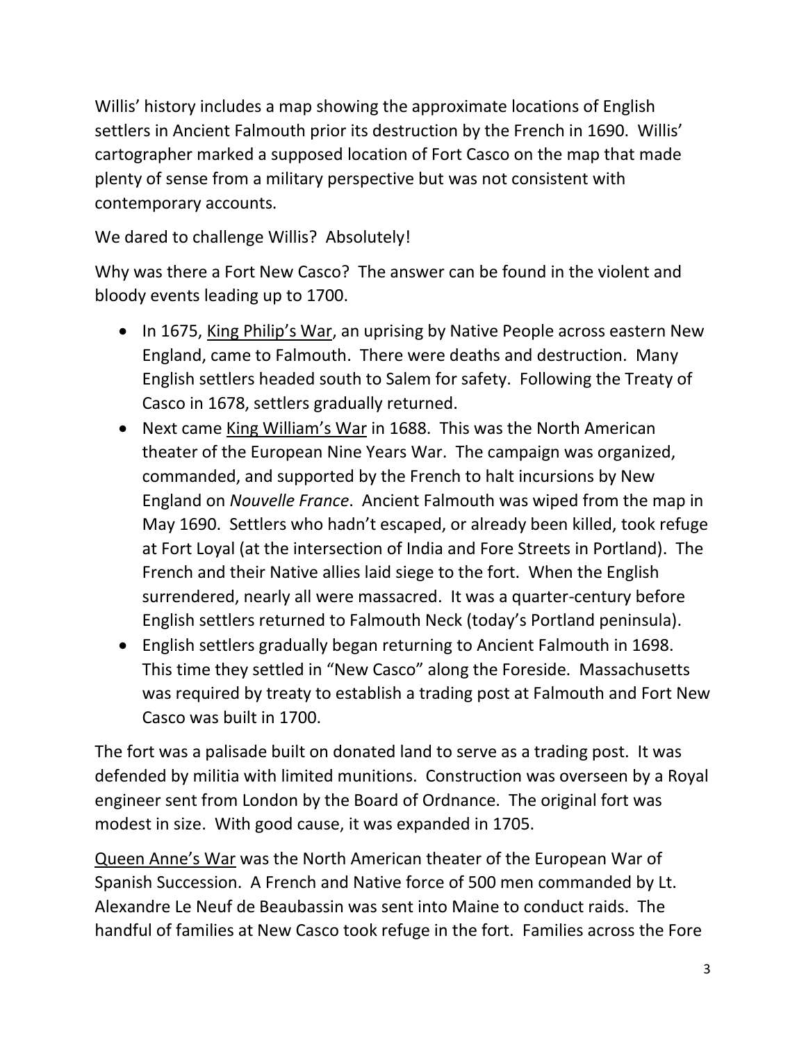Willis' history includes a map showing the approximate locations of English settlers in Ancient Falmouth prior its destruction by the French in 1690. Willis' cartographer marked a supposed location of Fort Casco on the map that made plenty of sense from a military perspective but was not consistent with contemporary accounts.

We dared to challenge Willis? Absolutely!

Why was there a Fort New Casco? The answer can be found in the violent and bloody events leading up to 1700.

- In 1675, King Philip's War, an uprising by Native People across eastern New England, came to Falmouth. There were deaths and destruction. Many English settlers headed south to Salem for safety. Following the Treaty of Casco in 1678, settlers gradually returned.
- Next came King William's War in 1688. This was the North American theater of the European Nine Years War. The campaign was organized, commanded, and supported by the French to halt incursions by New England on *Nouvelle France*. Ancient Falmouth was wiped from the map in May 1690. Settlers who hadn't escaped, or already been killed, took refuge at Fort Loyal (at the intersection of India and Fore Streets in Portland). The French and their Native allies laid siege to the fort. When the English surrendered, nearly all were massacred. It was a quarter-century before English settlers returned to Falmouth Neck (today's Portland peninsula).
- English settlers gradually began returning to Ancient Falmouth in 1698. This time they settled in "New Casco" along the Foreside. Massachusetts was required by treaty to establish a trading post at Falmouth and Fort New Casco was built in 1700.

The fort was a palisade built on donated land to serve as a trading post. It was defended by militia with limited munitions. Construction was overseen by a Royal engineer sent from London by the Board of Ordnance. The original fort was modest in size. With good cause, it was expanded in 1705.

Queen Anne's War was the North American theater of the European War of Spanish Succession. A French and Native force of 500 men commanded by Lt. Alexandre Le Neuf de Beaubassin was sent into Maine to conduct raids. The handful of families at New Casco took refuge in the fort. Families across the Fore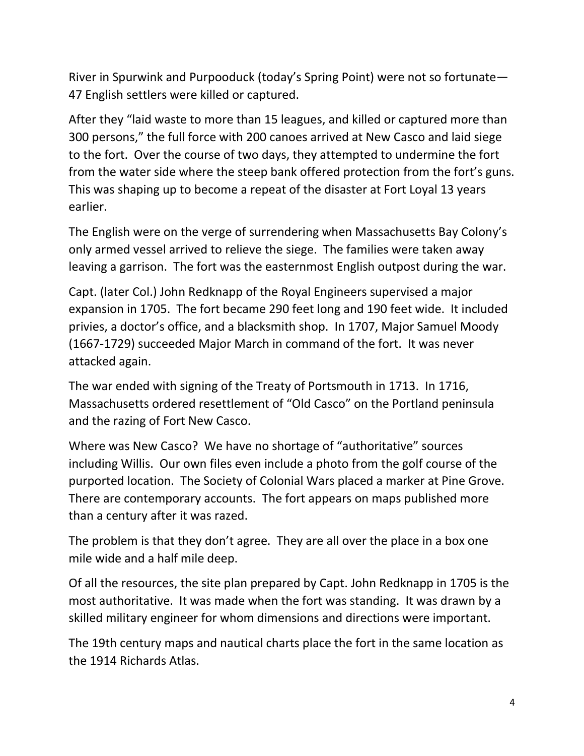River in Spurwink and Purpooduck (today's Spring Point) were not so fortunate—47 English settlers were killed or captured.

After they "laid waste to more than 15 leagues, and killed or captured more than 300 persons," the full force with 200 canoes arrived at New Casco and laid siege to the fort. Over the course of two days, they attempted to undermine the fort from the water side where the steep bank offered protection from the fort's guns. This was shaping up to become a repeat of the disaster at Fort Loyal 13 years earlier.

The English were on the verge of surrendering when Massachusetts Bay Colony's only armed vessel arrived to relieve the siege. The families were taken away leaving a garrison. The fort was the easternmost English outpost during the war.

Capt. (later Col.) John Redknapp of the Royal Engineers supervised a major expansion in 1705. The fort became 290 feet long and 190 feet wide. It included privies, a doctor's office, and a blacksmith shop. In 1707, Major Samuel Moody (1667-1729) succeeded Major March in command of the fort. It was never attacked again.

The war ended with signing of the Treaty of Portsmouth in 1713. In 1716, Massachusetts ordered resettlement of "Old Casco" on the Portland peninsula and the razing of Fort New Casco.

Where was New Casco? We have no shortage of "authoritative" sources including Willis. Our own files even include a photo from the golf course of the purported location. The Society of Colonial Wars placed a marker at Pine Grove. There are contemporary accounts. The fort appears on maps published more than a century after it was razed.

The problem is that they don't agree. They are all over the place in a box one mile wide and a half mile deep.

Of all the resources, the site plan prepared by Capt. John Redknapp in 1705 is the most authoritative. It was made when the fort was standing. It was drawn by a skilled military engineer for whom dimensions and directions were important.

The 19th century maps and nautical charts place the fort in the same location as the 1914 Richards Atlas.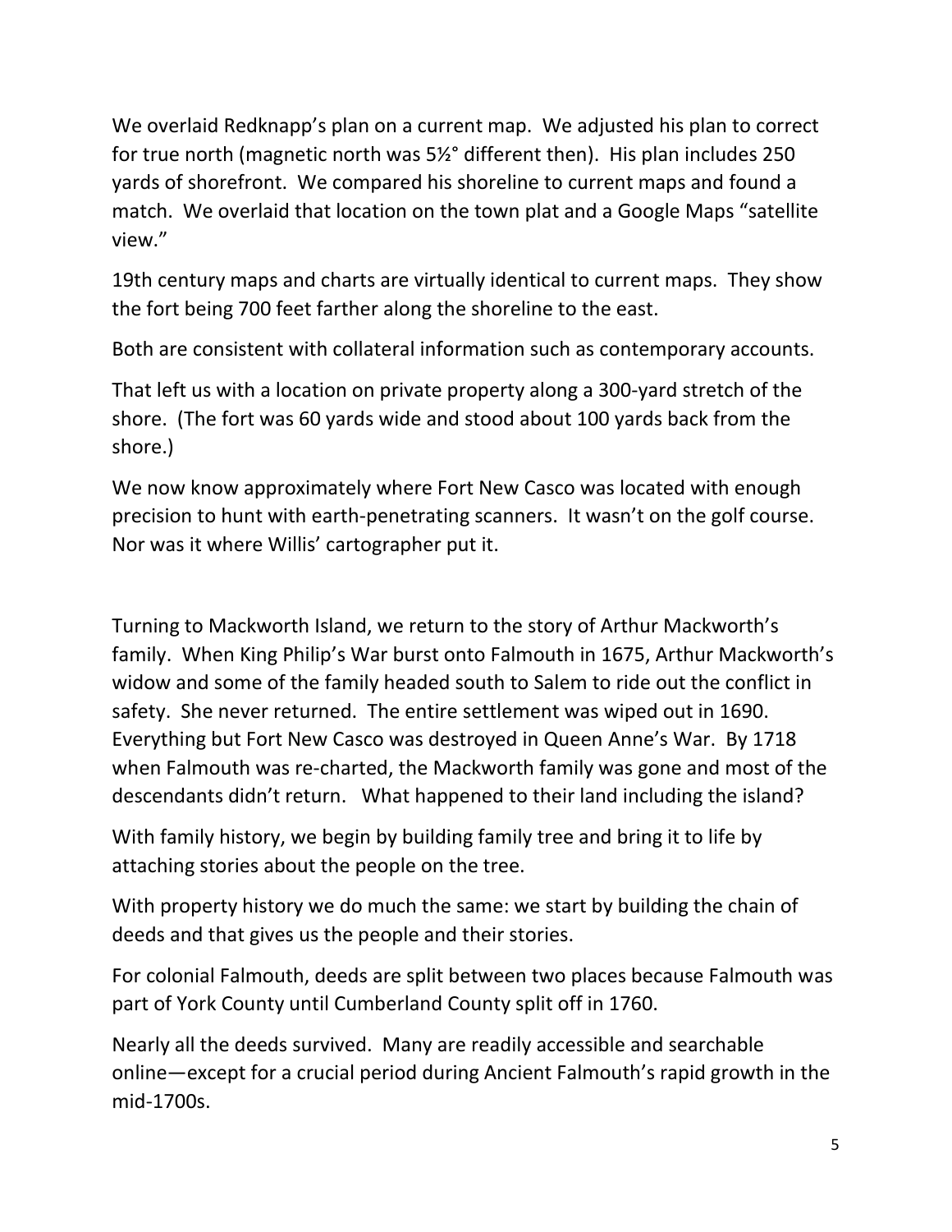We overlaid Redknapp's plan on a current map. We adjusted his plan to correct for true north (magnetic north was 5½° different then). His plan includes 250 yards of shorefront. We compared his shoreline to current maps and found a match. We overlaid that location on the town plat and a Google Maps "satellite view."

19th century maps and charts are virtually identical to current maps. They show the fort being 700 feet farther along the shoreline to the east.

Both are consistent with collateral information such as contemporary accounts.

That left us with a location on private property along a 300-yard stretch of the shore. (The fort was 60 yards wide and stood about 100 yards back from the shore.)

We now know approximately where Fort New Casco was located with enough precision to hunt with earth-penetrating scanners. It wasn't on the golf course. Nor was it where Willis' cartographer put it.

Turning to Mackworth Island, we return to the story of Arthur Mackworth's family. When King Philip's War burst onto Falmouth in 1675, Arthur Mackworth's widow and some of the family headed south to Salem to ride out the conflict in safety. She never returned. The entire settlement was wiped out in 1690. Everything but Fort New Casco was destroyed in Queen Anne's War. By 1718 when Falmouth was re-charted, the Mackworth family was gone and most of the descendants didn't return. What happened to their land including the island?

With family history, we begin by building family tree and bring it to life by attaching stories about the people on the tree.

With property history we do much the same: we start by building the chain of deeds and that gives us the people and their stories.

For colonial Falmouth, deeds are split between two places because Falmouth was part of York County until Cumberland County split off in 1760.

Nearly all the deeds survived. Many are readily accessible and searchable online—except for a crucial period during Ancient Falmouth's rapid growth in the mid-1700s.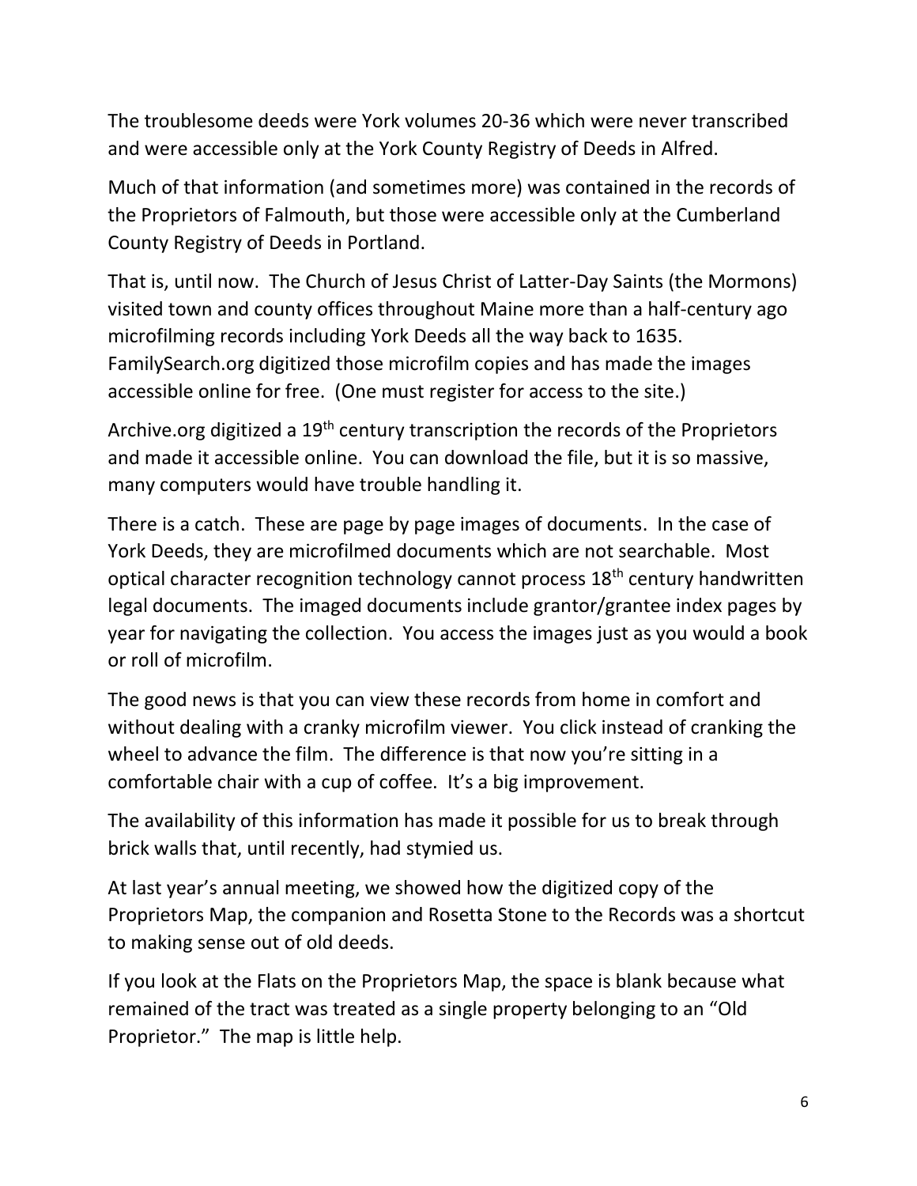The troublesome deeds were York volumes 20-36 which were never transcribed and were accessible only at the York County Registry of Deeds in Alfred.

Much of that information (and sometimes more) was contained in the records of the Proprietors of Falmouth, but those were accessible only at the Cumberland County Registry of Deeds in Portland.

That is, until now. The Church of Jesus Christ of Latter-Day Saints (the Mormons) visited town and county offices throughout Maine more than a half-century ago microfilming records including York Deeds all the way back to 1635. FamilySearch.org digitized those microfilm copies and has made the images accessible online for free. (One must register for access to the site.)

Archive.org digitized a 19th century transcription the records of the Proprietors and made it accessible online. You can download the file, but it is so massive, many computers would have trouble handling it.

There is a catch. These are page by page images of documents. In the case of York Deeds, they are microfilmed documents which are not searchable. Most optical character recognition technology cannot process 18th century handwritten legal documents. The imaged documents include grantor/grantee index pages by year for navigating the collection. You access the images just as you would a book or roll of microfilm.

The good news is that you can view these records from home in comfort and without dealing with a cranky microfilm viewer. You click instead of cranking the wheel to advance the film. The difference is that now you're sitting in a comfortable chair with a cup of coffee. It's a big improvement.

The availability of this information has made it possible for us to break through brick walls that, until recently, had stymied us.

At last year's annual meeting, we showed how the digitized copy of the Proprietors Map, the companion and Rosetta Stone to the Records was a shortcut to making sense out of old deeds.

If you look at the Flats on the Proprietors Map, the space is blank because what remained of the tract was treated as a single property belonging to an "Old Proprietor." The map is little help.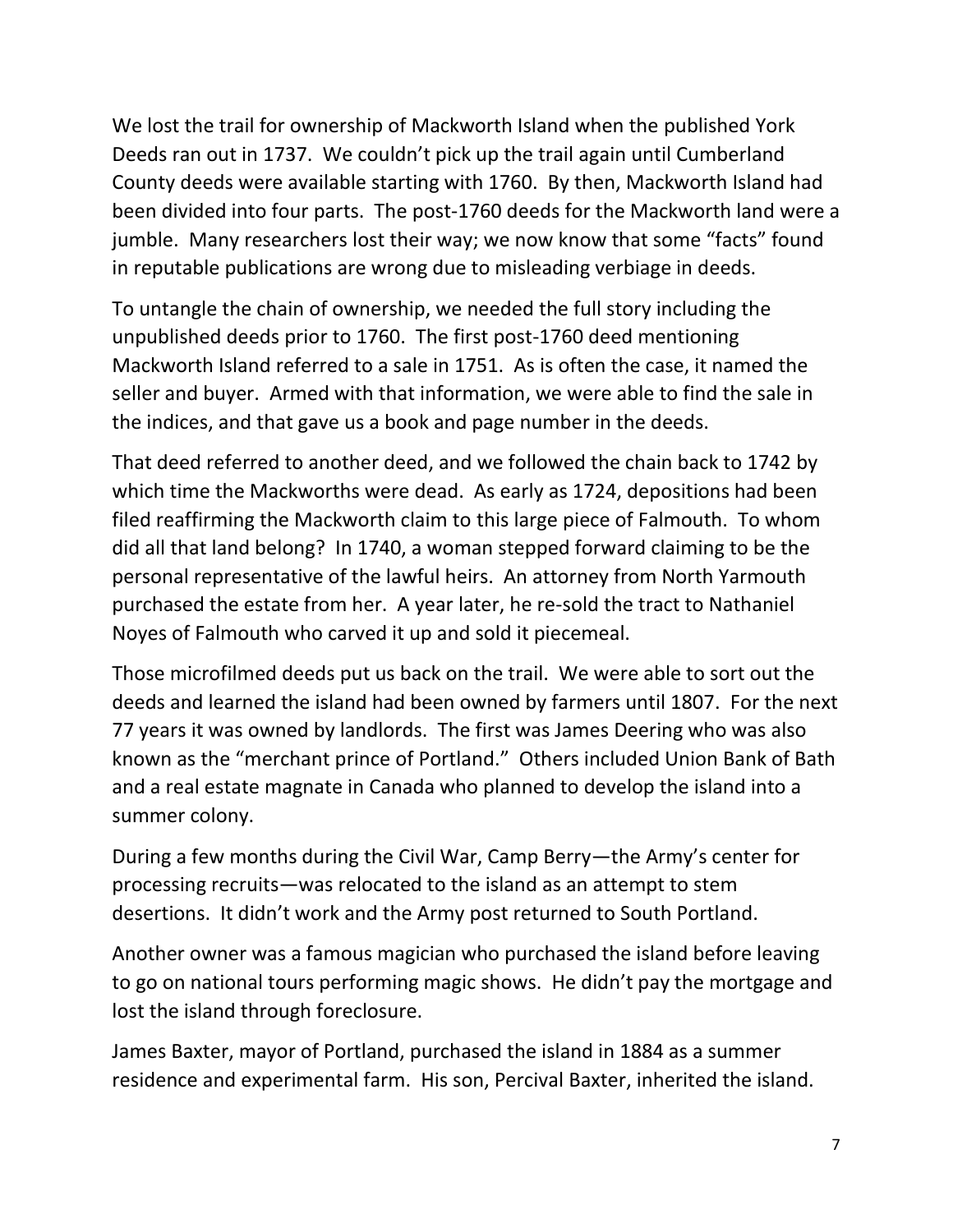We lost the trail for ownership of Mackworth Island when the published York Deeds ran out in 1737. We couldn't pick up the trail again until Cumberland County deeds were available starting with 1760. By then, Mackworth Island had been divided into four parts. The post-1760 deeds for the Mackworth land were a jumble. Many researchers lost their way; we now know that some "facts" found in reputable publications are wrong due to misleading verbiage in deeds.

To untangle the chain of ownership, we needed the full story including the unpublished deeds prior to 1760. The first post-1760 deed mentioning Mackworth Island referred to a sale in 1751. As is often the case, it named the seller and buyer. Armed with that information, we were able to find the sale in the indices, and that gave us a book and page number in the deeds.

That deed referred to another deed, and we followed the chain back to 1742 by which time the Mackworths were dead. As early as 1724, depositions had been filed reaffirming the Mackworth claim to this large piece of Falmouth. To whom did all that land belong? In 1740, a woman stepped forward claiming to be the personal representative of the lawful heirs. An attorney from North Yarmouth purchased the estate from her. A year later, he re-sold the tract to Nathaniel Noyes of Falmouth who carved it up and sold it piecemeal.

Those microfilmed deeds put us back on the trail. We were able to sort out the deeds and learned the island had been owned by farmers until 1807. For the next 77 years it was owned by landlords. The first was James Deering who was also known as the "merchant prince of Portland." Others included Union Bank of Bath and a real estate magnate in Canada who planned to develop the island into a summer colony.

During a few months during the Civil War, Camp Berry—the Army's center for processing recruits—was relocated to the island as an attempt to stem desertions. It didn't work and the Army post returned to South Portland.

Another owner was a famous magician who purchased the island before leaving to go on national tours performing magic shows. He didn't pay the mortgage and lost the island through foreclosure.

James Baxter, mayor of Portland, purchased the island in 1884 as a summer residence and experimental farm. His son, Percival Baxter, inherited the island.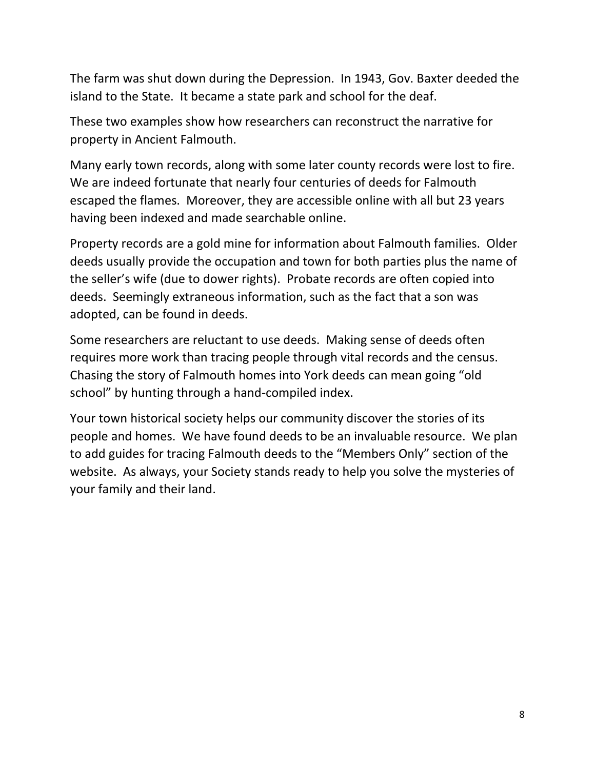The farm was shut down during the Depression. In 1943, Gov. Baxter deeded the island to the State. It became a state park and school for the deaf.

These two examples show how researchers can reconstruct the narrative for property in Ancient Falmouth.

Many early town records, along with some later county records were lost to fire. We are indeed fortunate that nearly four centuries of deeds for Falmouth escaped the flames. Moreover, they are accessible online with all but 23 years having been indexed and made searchable online.

Property records are a gold mine for information about Falmouth families. Older deeds usually provide the occupation and town for both parties plus the name of the seller's wife (due to dower rights). Probate records are often copied into deeds. Seemingly extraneous information, such as the fact that a son was adopted, can be found in deeds.

Some researchers are reluctant to use deeds. Making sense of deeds often requires more work than tracing people through vital records and the census. Chasing the story of Falmouth homes into York deeds can mean going "old school" by hunting through a hand-compiled index.

Your town historical society helps our community discover the stories of its people and homes. We have found deeds to be an invaluable resource. We plan to add guides for tracing Falmouth deeds to the "Members Only" section of the website. As always, your Society stands ready to help you solve the mysteries of your family and their land.